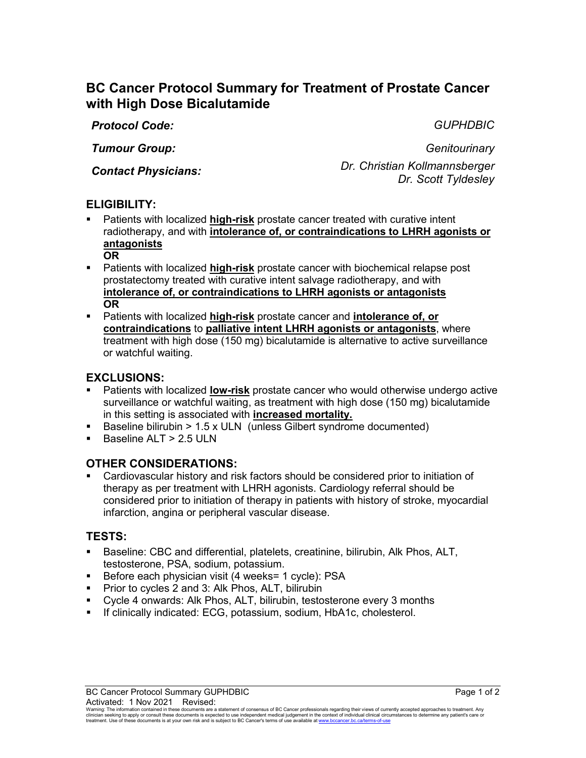# BC Cancer Protocol Summary for Treatment of Prostate Cancer with High Dose Bicalutamide

*Protocol Code:* *GUPHDBIC*

*Tumour Group:* *Genitourinary*

*Contact Physicians:* *Dr. Christian Kollmannsberger*
*Dr. Scott Tyldesley*

## ELIGIBILITY:

- Patients with localized **high-risk** prostate cancer treated with curative intent radiotherapy, and with **intolerance of, or contraindications to LHRH agonists or antagonists**
  **OR**
- Patients with localized **high-risk** prostate cancer with biochemical relapse post prostatectomy treated with curative intent salvage radiotherapy, and with **intolerance of, or contraindications to LHRH agonists or antagonists**
  **OR**
- Patients with localized **high-risk** prostate cancer and **intolerance of, or contraindications** to **palliative intent LHRH agonists or antagonists**, where treatment with high dose (150 mg) bicalutamide is alternative to active surveillance or watchful waiting.

## EXCLUSIONS:

- Patients with localized **low-risk** prostate cancer who would otherwise undergo active surveillance or watchful waiting, as treatment with high dose (150 mg) bicalutamide in this setting is associated with **increased mortality.**
- Baseline bilirubin > 1.5 x ULN (unless Gilbert syndrome documented)
- Baseline ALT > 2.5 ULN

## OTHER CONSIDERATIONS:

- Cardiovascular history and risk factors should be considered prior to initiation of therapy as per treatment with LHRH agonists. Cardiology referral should be considered prior to initiation of therapy in patients with history of stroke, myocardial infarction, angina or peripheral vascular disease.

## TESTS:

- Baseline: CBC and differential, platelets, creatinine, bilirubin, Alk Phos, ALT, testosterone, PSA, sodium, potassium.
- Before each physician visit (4 weeks= 1 cycle): PSA
- Prior to cycles 2 and 3: Alk Phos, ALT, bilirubin
- Cycle 4 onwards: Alk Phos, ALT, bilirubin, testosterone every 3 months
- If clinically indicated: ECG, potassium, sodium, HbA1c, cholesterol.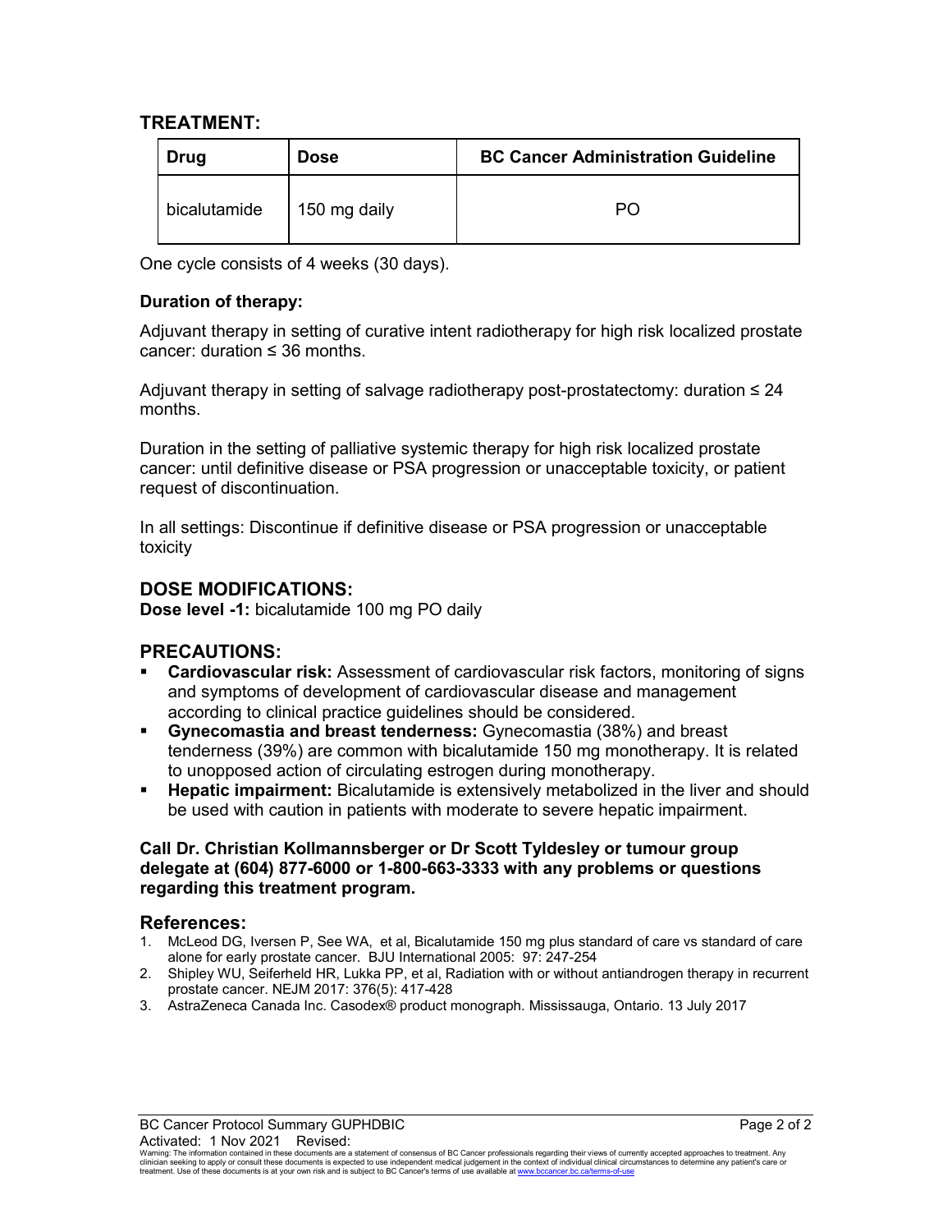## TREATMENT:

| Drug | Dose | BC Cancer Administration Guideline |
|---|---|---|
| bicalutamide | 150 mg daily | PO |

One cycle consists of 4 weeks (30 days).

### Duration of therapy:

Adjuvant therapy in setting of curative intent radiotherapy for high risk localized prostate cancer: duration ≤ 36 months.

Adjuvant therapy in setting of salvage radiotherapy post-prostatectomy: duration ≤ 24 months.

Duration in the setting of palliative systemic therapy for high risk localized prostate cancer: until definitive disease or PSA progression or unacceptable toxicity, or patient request of discontinuation.

In all settings: Discontinue if definitive disease or PSA progression or unacceptable toxicity

## DOSE MODIFICATIONS:

**Dose level -1:** bicalutamide 100 mg PO daily

## PRECAUTIONS:

- **Cardiovascular risk:** Assessment of cardiovascular risk factors, monitoring of signs and symptoms of development of cardiovascular disease and management according to clinical practice guidelines should be considered.
- **Gynecomastia and breast tenderness:** Gynecomastia (38%) and breast tenderness (39%) are common with bicalutamide 150 mg monotherapy. It is related to unopposed action of circulating estrogen during monotherapy.
- **Hepatic impairment:** Bicalutamide is extensively metabolized in the liver and should be used with caution in patients with moderate to severe hepatic impairment.

**Call Dr. Christian Kollmannsberger or Dr Scott Tyldesley or tumour group delegate at (604) 877-6000 or 1-800-663-3333 with any problems or questions regarding this treatment program.**

## References:

1. McLeod DG, Iversen P, See WA, et al, Bicalutamide 150 mg plus standard of care vs standard of care alone for early prostate cancer. BJU International 2005: 97: 247-254
2. Shipley WU, Seiferheld HR, Lukka PP, et al, Radiation with or without antiandrogen therapy in recurrent prostate cancer. NEJM 2017: 376(5): 417-428
3. AstraZeneca Canada Inc. Casodex® product monograph. Mississauga, Ontario. 13 July 2017